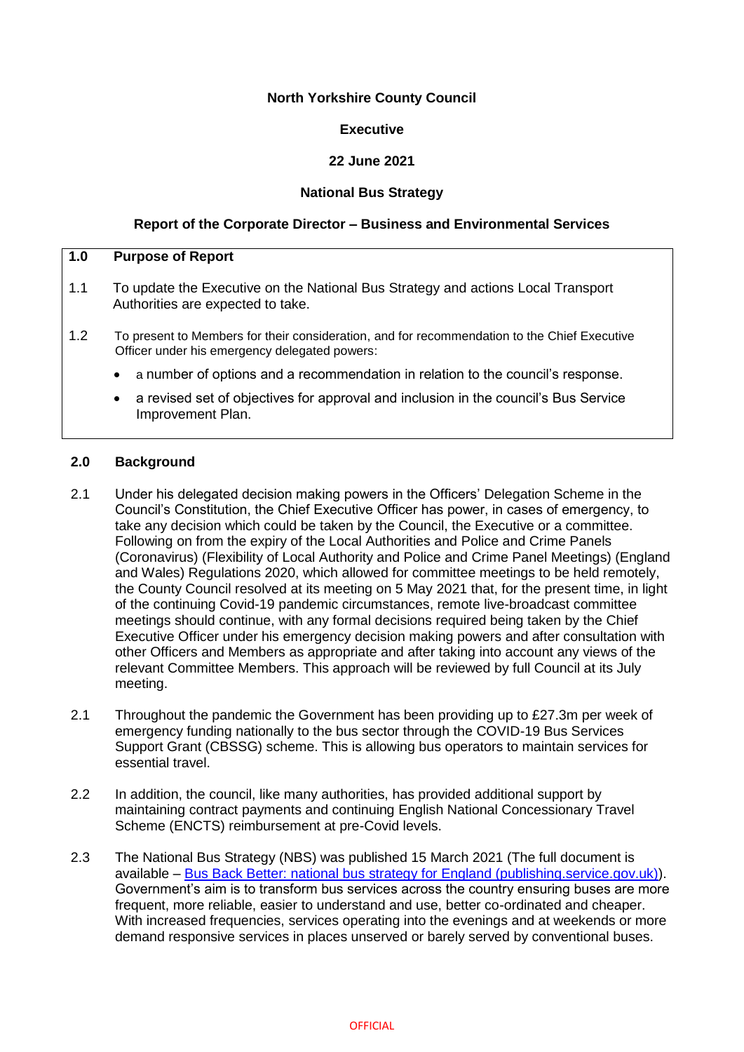**North Yorkshire County Council**

**Executive**

**22 June 2021**

**National Bus Strategy**

**Report of the Corporate Director – Business and Environmental Services**

## 1.0 Purpose of Report

1.1 To update the Executive on the National Bus Strategy and actions Local Transport Authorities are expected to take.

1.2 To present to Members for their consideration, and for recommendation to the Chief Executive Officer under his emergency delegated powers:

- a number of options and a recommendation in relation to the council's response.
- a revised set of objectives for approval and inclusion in the council's Bus Service Improvement Plan.

## 2.0 Background

2.1 Under his delegated decision making powers in the Officers' Delegation Scheme in the Council's Constitution, the Chief Executive Officer has power, in cases of emergency, to take any decision which could be taken by the Council, the Executive or a committee. Following on from the expiry of the Local Authorities and Police and Crime Panels (Coronavirus) (Flexibility of Local Authority and Police and Crime Panel Meetings) (England and Wales) Regulations 2020, which allowed for committee meetings to be held remotely, the County Council resolved at its meeting on 5 May 2021 that, for the present time, in light of the continuing Covid-19 pandemic circumstances, remote live-broadcast committee meetings should continue, with any formal decisions required being taken by the Chief Executive Officer under his emergency decision making powers and after consultation with other Officers and Members as appropriate and after taking into account any views of the relevant Committee Members. This approach will be reviewed by full Council at its July meeting.

2.1 Throughout the pandemic the Government has been providing up to £27.3m per week of emergency funding nationally to the bus sector through the COVID-19 Bus Services Support Grant (CBSSG) scheme. This is allowing bus operators to maintain services for essential travel.

2.2 In addition, the council, like many authorities, has provided additional support by maintaining contract payments and continuing English National Concessionary Travel Scheme (ENCTS) reimbursement at pre-Covid levels.

2.3 The National Bus Strategy (NBS) was published 15 March 2021 (The full document is available – [Bus Back Better: national bus strategy for England (publishing.service.gov.uk)](https://publishing.service.gov.uk)). Government's aim is to transform bus services across the country ensuring buses are more frequent, more reliable, easier to understand and use, better co-ordinated and cheaper. With increased frequencies, services operating into the evenings and at weekends or more demand responsive services in places unserved or barely served by conventional buses.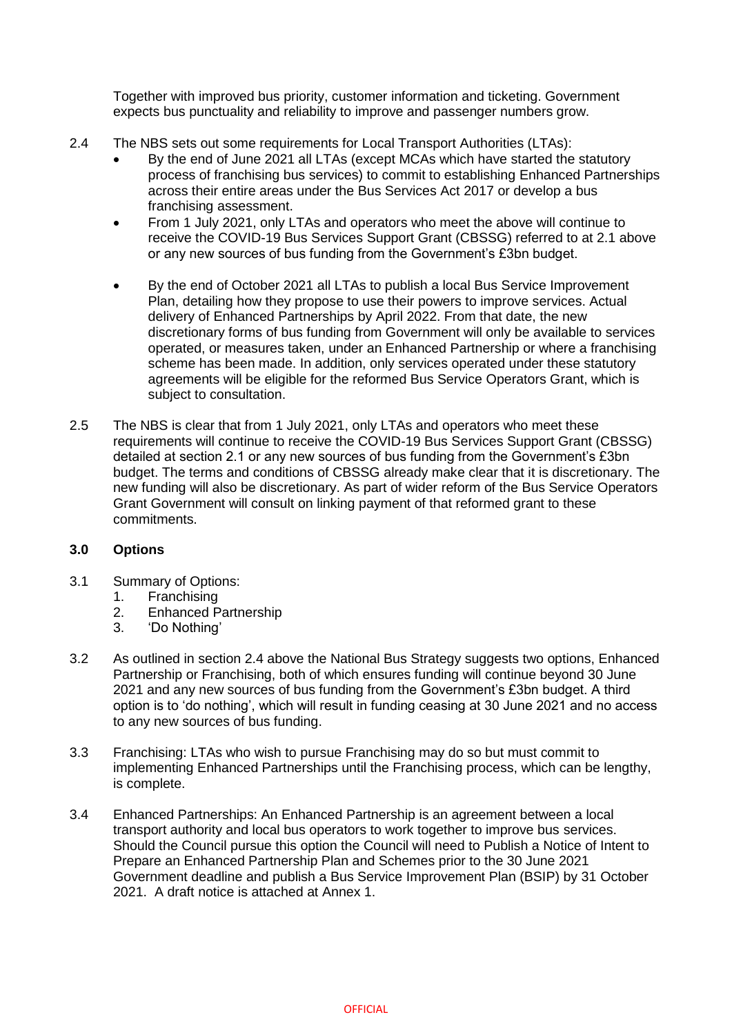Together with improved bus priority, customer information and ticketing. Government expects bus punctuality and reliability to improve and passenger numbers grow.

2.4 The NBS sets out some requirements for Local Transport Authorities (LTAs):

- By the end of June 2021 all LTAs (except MCAs which have started the statutory process of franchising bus services) to commit to establishing Enhanced Partnerships across their entire areas under the Bus Services Act 2017 or develop a bus franchising assessment.
- From 1 July 2021, only LTAs and operators who meet the above will continue to receive the COVID-19 Bus Services Support Grant (CBSSG) referred to at 2.1 above or any new sources of bus funding from the Government's £3bn budget.
- By the end of October 2021 all LTAs to publish a local Bus Service Improvement Plan, detailing how they propose to use their powers to improve services. Actual delivery of Enhanced Partnerships by April 2022. From that date, the new discretionary forms of bus funding from Government will only be available to services operated, or measures taken, under an Enhanced Partnership or where a franchising scheme has been made. In addition, only services operated under these statutory agreements will be eligible for the reformed Bus Service Operators Grant, which is subject to consultation.

2.5 The NBS is clear that from 1 July 2021, only LTAs and operators who meet these requirements will continue to receive the COVID-19 Bus Services Support Grant (CBSSG) detailed at section 2.1 or any new sources of bus funding from the Government's £3bn budget. The terms and conditions of CBSSG already make clear that it is discretionary. The new funding will also be discretionary. As part of wider reform of the Bus Service Operators Grant Government will consult on linking payment of that reformed grant to these commitments.

## 3.0 Options

3.1 Summary of Options:

1. Franchising
2. Enhanced Partnership
3. 'Do Nothing'

3.2 As outlined in section 2.4 above the National Bus Strategy suggests two options, Enhanced Partnership or Franchising, both of which ensures funding will continue beyond 30 June 2021 and any new sources of bus funding from the Government's £3bn budget. A third option is to 'do nothing', which will result in funding ceasing at 30 June 2021 and no access to any new sources of bus funding.

3.3 Franchising: LTAs who wish to pursue Franchising may do so but must commit to implementing Enhanced Partnerships until the Franchising process, which can be lengthy, is complete.

3.4 Enhanced Partnerships: An Enhanced Partnership is an agreement between a local transport authority and local bus operators to work together to improve bus services. Should the Council pursue this option the Council will need to Publish a Notice of Intent to Prepare an Enhanced Partnership Plan and Schemes prior to the 30 June 2021 Government deadline and publish a Bus Service Improvement Plan (BSIP) by 31 October 2021. A draft notice is attached at Annex 1.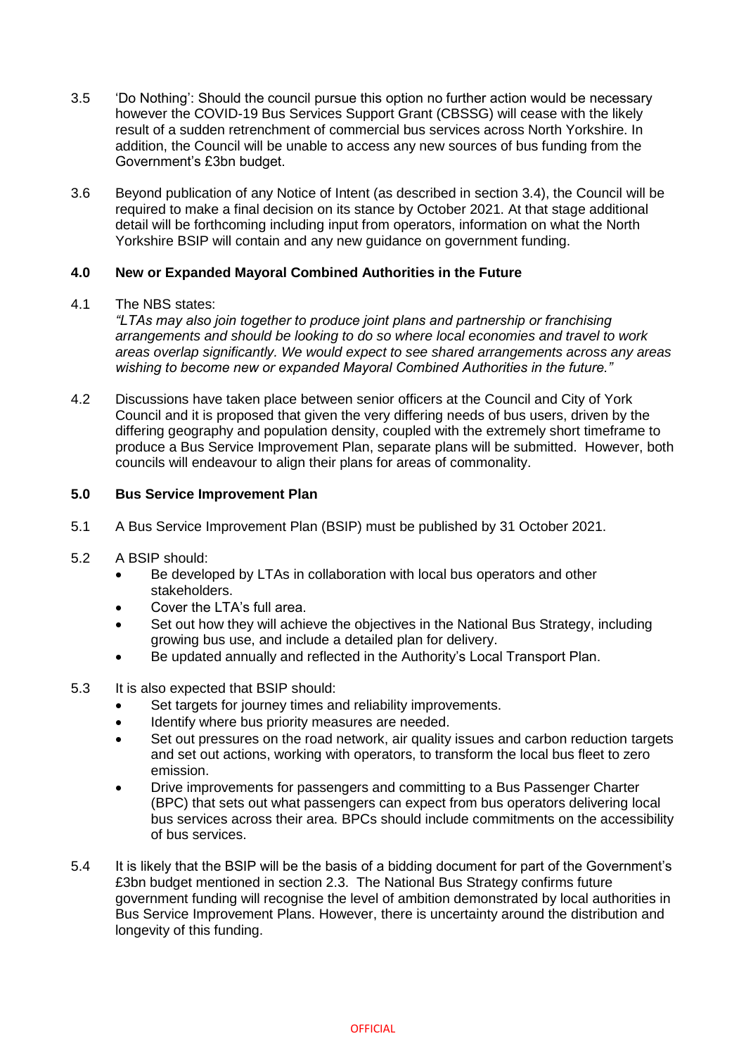3.5 'Do Nothing': Should the council pursue this option no further action would be necessary however the COVID-19 Bus Services Support Grant (CBSSG) will cease with the likely result of a sudden retrenchment of commercial bus services across North Yorkshire. In addition, the Council will be unable to access any new sources of bus funding from the Government's £3bn budget.

3.6 Beyond publication of any Notice of Intent (as described in section 3.4), the Council will be required to make a final decision on its stance by October 2021. At that stage additional detail will be forthcoming including input from operators, information on what the North Yorkshire BSIP will contain and any new guidance on government funding.

## 4.0 New or Expanded Mayoral Combined Authorities in the Future

4.1 The NBS states:
*"LTAs may also join together to produce joint plans and partnership or franchising arrangements and should be looking to do so where local economies and travel to work areas overlap significantly. We would expect to see shared arrangements across any areas wishing to become new or expanded Mayoral Combined Authorities in the future."*

4.2 Discussions have taken place between senior officers at the Council and City of York Council and it is proposed that given the very differing needs of bus users, driven by the differing geography and population density, coupled with the extremely short timeframe to produce a Bus Service Improvement Plan, separate plans will be submitted. However, both councils will endeavour to align their plans for areas of commonality.

## 5.0 Bus Service Improvement Plan

5.1 A Bus Service Improvement Plan (BSIP) must be published by 31 October 2021.

5.2 A BSIP should:

- Be developed by LTAs in collaboration with local bus operators and other stakeholders.
- Cover the LTA's full area.
- Set out how they will achieve the objectives in the National Bus Strategy, including growing bus use, and include a detailed plan for delivery.
- Be updated annually and reflected in the Authority's Local Transport Plan.

5.3 It is also expected that BSIP should:

- Set targets for journey times and reliability improvements.
- Identify where bus priority measures are needed.
- Set out pressures on the road network, air quality issues and carbon reduction targets and set out actions, working with operators, to transform the local bus fleet to zero emission.
- Drive improvements for passengers and committing to a Bus Passenger Charter (BPC) that sets out what passengers can expect from bus operators delivering local bus services across their area. BPCs should include commitments on the accessibility of bus services.

5.4 It is likely that the BSIP will be the basis of a bidding document for part of the Government's £3bn budget mentioned in section 2.3. The National Bus Strategy confirms future government funding will recognise the level of ambition demonstrated by local authorities in Bus Service Improvement Plans. However, there is uncertainty around the distribution and longevity of this funding.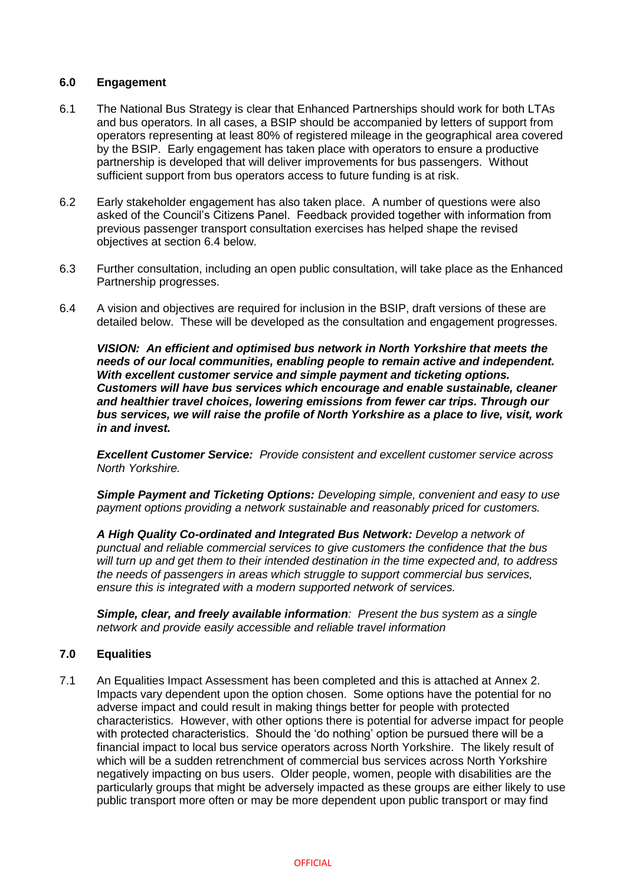## 6.0 Engagement

6.1 The National Bus Strategy is clear that Enhanced Partnerships should work for both LTAs and bus operators. In all cases, a BSIP should be accompanied by letters of support from operators representing at least 80% of registered mileage in the geographical area covered by the BSIP. Early engagement has taken place with operators to ensure a productive partnership is developed that will deliver improvements for bus passengers. Without sufficient support from bus operators access to future funding is at risk.

6.2 Early stakeholder engagement has also taken place. A number of questions were also asked of the Council's Citizens Panel. Feedback provided together with information from previous passenger transport consultation exercises has helped shape the revised objectives at section 6.4 below.

6.3 Further consultation, including an open public consultation, will take place as the Enhanced Partnership progresses.

6.4 A vision and objectives are required for inclusion in the BSIP, draft versions of these are detailed below. These will be developed as the consultation and engagement progresses.

***VISION: An efficient and optimised bus network in North Yorkshire that meets the needs of our local communities, enabling people to remain active and independent. With excellent customer service and simple payment and ticketing options. Customers will have bus services which encourage and enable sustainable, cleaner and healthier travel choices, lowering emissions from fewer car trips. Through our bus services, we will raise the profile of North Yorkshire as a place to live, visit, work in and invest.***

***Excellent Customer Service:*** *Provide consistent and excellent customer service across North Yorkshire.*

***Simple Payment and Ticketing Options:*** *Developing simple, convenient and easy to use payment options providing a network sustainable and reasonably priced for customers.*

***A High Quality Co-ordinated and Integrated Bus Network:*** *Develop a network of punctual and reliable commercial services to give customers the confidence that the bus will turn up and get them to their intended destination in the time expected and, to address the needs of passengers in areas which struggle to support commercial bus services, ensure this is integrated with a modern supported network of services.*

***Simple, clear, and freely available information****: Present the bus system as a single network and provide easily accessible and reliable travel information*

## 7.0 Equalities

7.1 An Equalities Impact Assessment has been completed and this is attached at Annex 2. Impacts vary dependent upon the option chosen. Some options have the potential for no adverse impact and could result in making things better for people with protected characteristics. However, with other options there is potential for adverse impact for people with protected characteristics. Should the 'do nothing' option be pursued there will be a financial impact to local bus service operators across North Yorkshire. The likely result of which will be a sudden retrenchment of commercial bus services across North Yorkshire negatively impacting on bus users. Older people, women, people with disabilities are the particularly groups that might be adversely impacted as these groups are either likely to use public transport more often or may be more dependent upon public transport or may find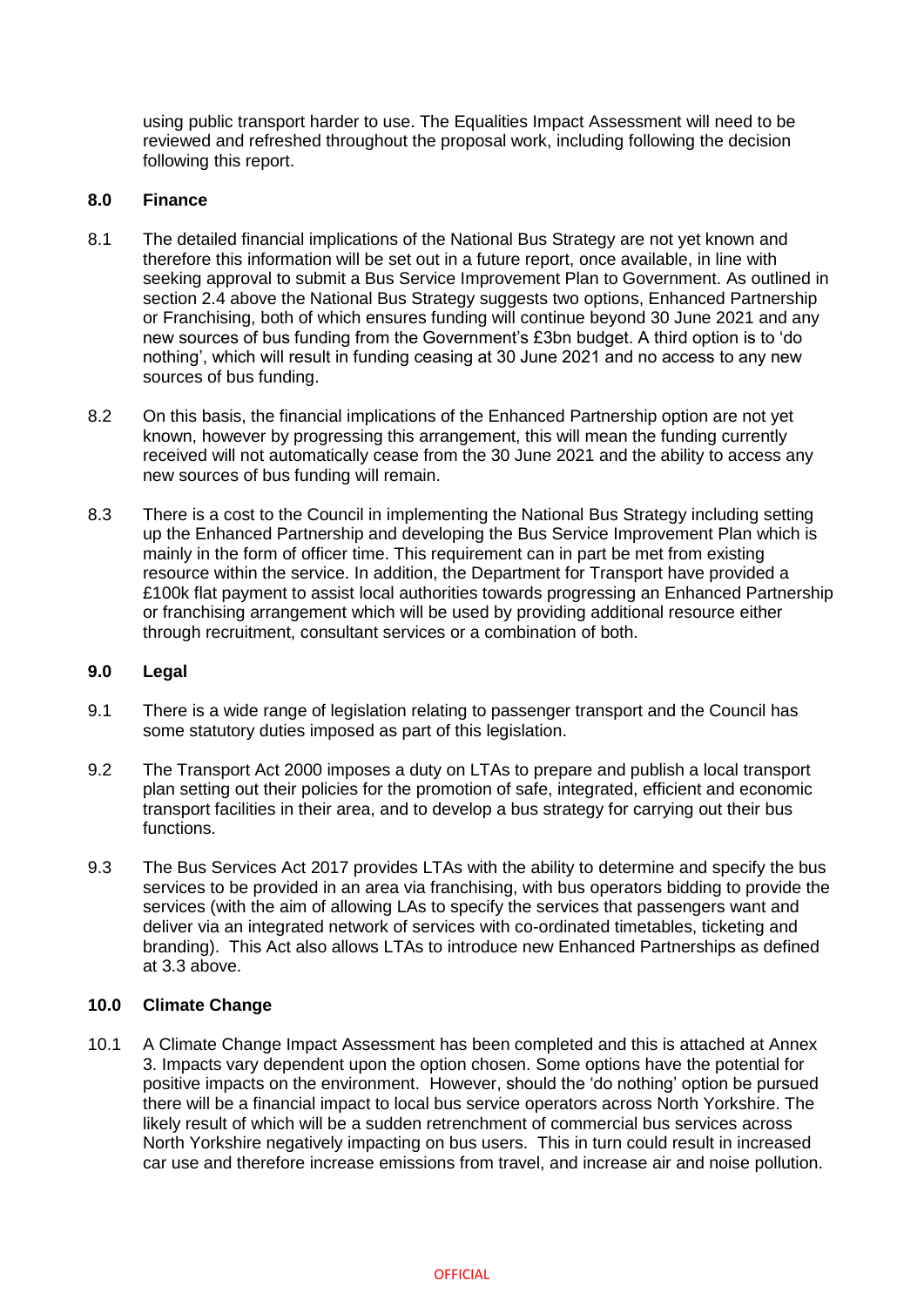using public transport harder to use. The Equalities Impact Assessment will need to be reviewed and refreshed throughout the proposal work, including following the decision following this report.

## 8.0 Finance

8.1 The detailed financial implications of the National Bus Strategy are not yet known and therefore this information will be set out in a future report, once available, in line with seeking approval to submit a Bus Service Improvement Plan to Government. As outlined in section 2.4 above the National Bus Strategy suggests two options, Enhanced Partnership or Franchising, both of which ensures funding will continue beyond 30 June 2021 and any new sources of bus funding from the Government's £3bn budget. A third option is to 'do nothing', which will result in funding ceasing at 30 June 2021 and no access to any new sources of bus funding.

8.2 On this basis, the financial implications of the Enhanced Partnership option are not yet known, however by progressing this arrangement, this will mean the funding currently received will not automatically cease from the 30 June 2021 and the ability to access any new sources of bus funding will remain.

8.3 There is a cost to the Council in implementing the National Bus Strategy including setting up the Enhanced Partnership and developing the Bus Service Improvement Plan which is mainly in the form of officer time. This requirement can in part be met from existing resource within the service. In addition, the Department for Transport have provided a £100k flat payment to assist local authorities towards progressing an Enhanced Partnership or franchising arrangement which will be used by providing additional resource either through recruitment, consultant services or a combination of both.

## 9.0 Legal

9.1 There is a wide range of legislation relating to passenger transport and the Council has some statutory duties imposed as part of this legislation.

9.2 The Transport Act 2000 imposes a duty on LTAs to prepare and publish a local transport plan setting out their policies for the promotion of safe, integrated, efficient and economic transport facilities in their area, and to develop a bus strategy for carrying out their bus functions.

9.3 The Bus Services Act 2017 provides LTAs with the ability to determine and specify the bus services to be provided in an area via franchising, with bus operators bidding to provide the services (with the aim of allowing LAs to specify the services that passengers want and deliver via an integrated network of services with co-ordinated timetables, ticketing and branding). This Act also allows LTAs to introduce new Enhanced Partnerships as defined at 3.3 above.

## 10.0 Climate Change

10.1 A Climate Change Impact Assessment has been completed and this is attached at Annex 3. Impacts vary dependent upon the option chosen. Some options have the potential for positive impacts on the environment. However, should the 'do nothing' option be pursued there will be a financial impact to local bus service operators across North Yorkshire. The likely result of which will be a sudden retrenchment of commercial bus services across North Yorkshire negatively impacting on bus users. This in turn could result in increased car use and therefore increase emissions from travel, and increase air and noise pollution.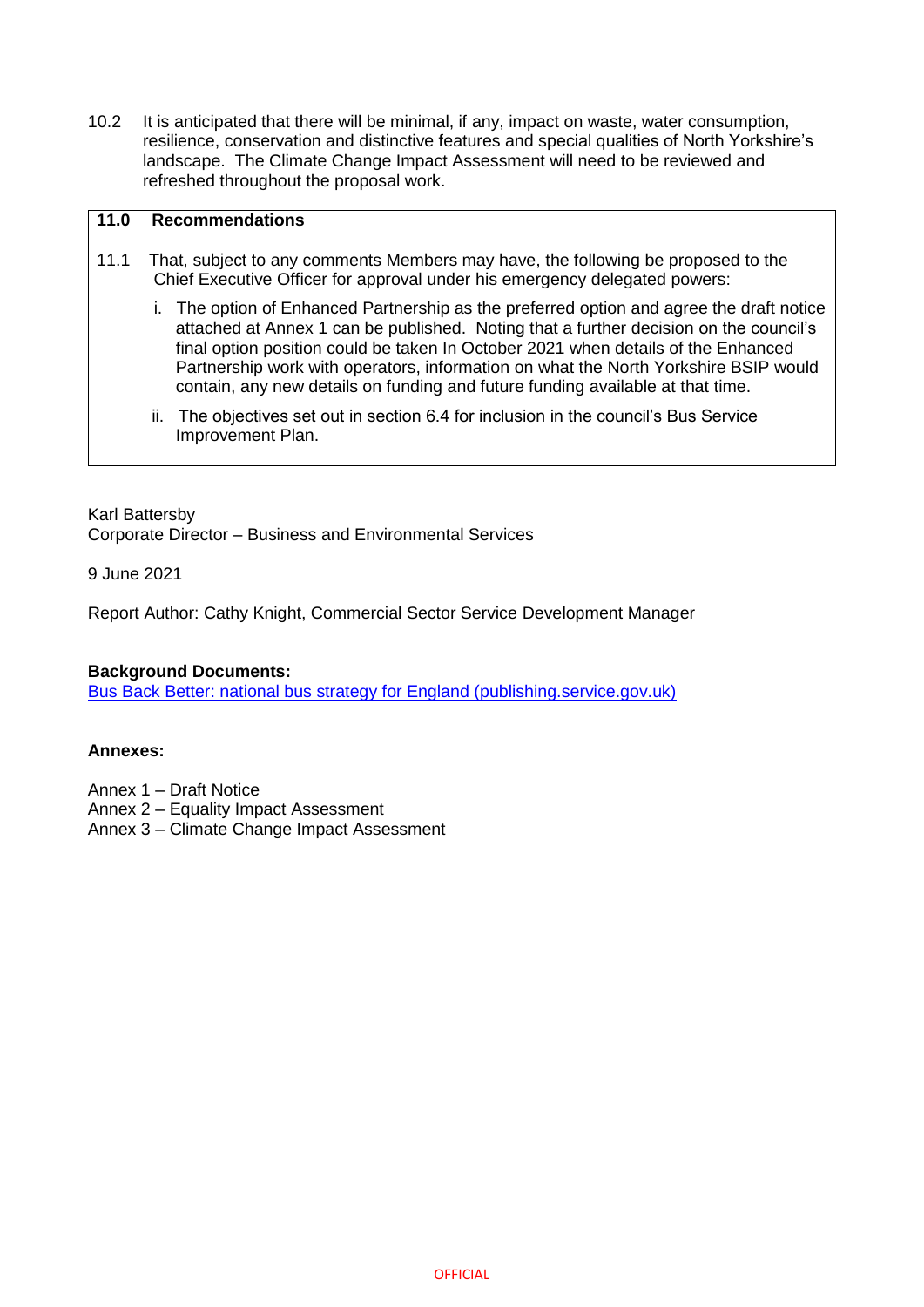10.2 It is anticipated that there will be minimal, if any, impact on waste, water consumption, resilience, conservation and distinctive features and special qualities of North Yorkshire's landscape. The Climate Change Impact Assessment will need to be reviewed and refreshed throughout the proposal work.

## 11.0 Recommendations

11.1 That, subject to any comments Members may have, the following be proposed to the Chief Executive Officer for approval under his emergency delegated powers:

i. The option of Enhanced Partnership as the preferred option and agree the draft notice attached at Annex 1 can be published. Noting that a further decision on the council's final option position could be taken In October 2021 when details of the Enhanced Partnership work with operators, information on what the North Yorkshire BSIP would contain, any new details on funding and future funding available at that time.

ii. The objectives set out in section 6.4 for inclusion in the council's Bus Service Improvement Plan.

Karl Battersby
Corporate Director – Business and Environmental Services

9 June 2021

Report Author: Cathy Knight, Commercial Sector Service Development Manager

**Background Documents:**
Bus Back Better: national bus strategy for England (publishing.service.gov.uk)

**Annexes:**

Annex 1 – Draft Notice
Annex 2 – Equality Impact Assessment
Annex 3 – Climate Change Impact Assessment